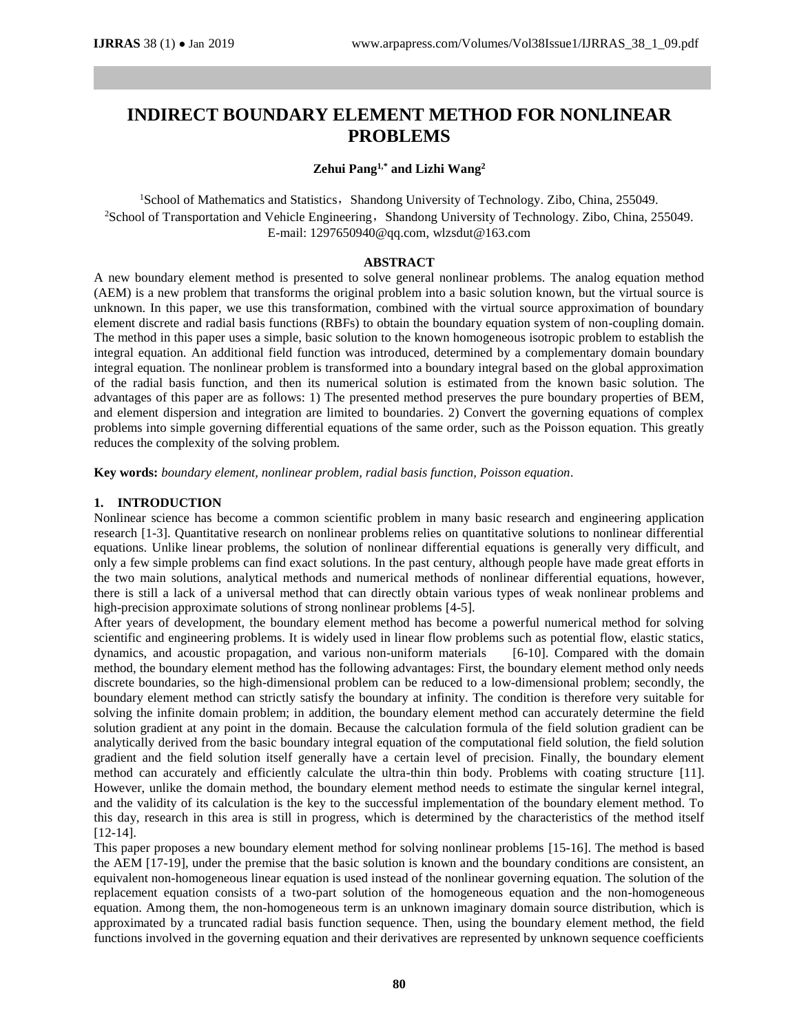# INDIRECT BOUNDARY ELEMENT METHOD FOR NONLINEAR PROBLEMS

**Zehui Pang[1,*] and Lizhi Wang[2]**

[1]School of Mathematics and Statistics，Shandong University of Technology. Zibo, China, 255049.
[2]School of Transportation and Vehicle Engineering，Shandong University of Technology. Zibo, China, 255049.
E-mail: 1297650940@qq.com, wlzsdut@163.com

### ABSTRACT

A new boundary element method is presented to solve general nonlinear problems. The analog equation method (AEM) is a new problem that transforms the original problem into a basic solution known, but the virtual source is unknown. In this paper, we use this transformation, combined with the virtual source approximation of boundary element discrete and radial basis functions (RBFs) to obtain the boundary equation system of non-coupling domain. The method in this paper uses a simple, basic solution to the known homogeneous isotropic problem to establish the integral equation. An additional field function was introduced, determined by a complementary domain boundary integral equation. The nonlinear problem is transformed into a boundary integral based on the global approximation of the radial basis function, and then its numerical solution is estimated from the known basic solution. The advantages of this paper are as follows: 1) The presented method preserves the pure boundary properties of BEM, and element dispersion and integration are limited to boundaries. 2) Convert the governing equations of complex problems into simple governing differential equations of the same order, such as the Poisson equation. This greatly reduces the complexity of the solving problem.

**Key words:** *boundary element, nonlinear problem, radial basis function, Poisson equation*.

## 1. INTRODUCTION

Nonlinear science has become a common scientific problem in many basic research and engineering application research [1-3]. Quantitative research on nonlinear problems relies on quantitative solutions to nonlinear differential equations. Unlike linear problems, the solution of nonlinear differential equations is generally very difficult, and only a few simple problems can find exact solutions. In the past century, although people have made great efforts in the two main solutions, analytical methods and numerical methods of nonlinear differential equations, however, there is still a lack of a universal method that can directly obtain various types of weak nonlinear problems and high-precision approximate solutions of strong nonlinear problems [4-5].

After years of development, the boundary element method has become a powerful numerical method for solving scientific and engineering problems. It is widely used in linear flow problems such as potential flow, elastic statics, dynamics, and acoustic propagation, and various non-uniform materials [6-10]. Compared with the domain method, the boundary element method has the following advantages: First, the boundary element method only needs discrete boundaries, so the high-dimensional problem can be reduced to a low-dimensional problem; secondly, the boundary element method can strictly satisfy the boundary at infinity. The condition is therefore very suitable for solving the infinite domain problem; in addition, the boundary element method can accurately determine the field solution gradient at any point in the domain. Because the calculation formula of the field solution gradient can be analytically derived from the basic boundary integral equation of the computational field solution, the field solution gradient and the field solution itself generally have a certain level of precision. Finally, the boundary element method can accurately and efficiently calculate the ultra-thin thin body. Problems with coating structure [11]. However, unlike the domain method, the boundary element method needs to estimate the singular kernel integral, and the validity of its calculation is the key to the successful implementation of the boundary element method. To this day, research in this area is still in progress, which is determined by the characteristics of the method itself [12-14].

This paper proposes a new boundary element method for solving nonlinear problems [15-16]. The method is based the AEM [17-19], under the premise that the basic solution is known and the boundary conditions are consistent, an equivalent non-homogeneous linear equation is used instead of the nonlinear governing equation. The solution of the replacement equation consists of a two-part solution of the homogeneous equation and the non-homogeneous equation. Among them, the non-homogeneous term is an unknown imaginary domain source distribution, which is approximated by a truncated radial basis function sequence. Then, using the boundary element method, the field functions involved in the governing equation and their derivatives are represented by unknown sequence coefficients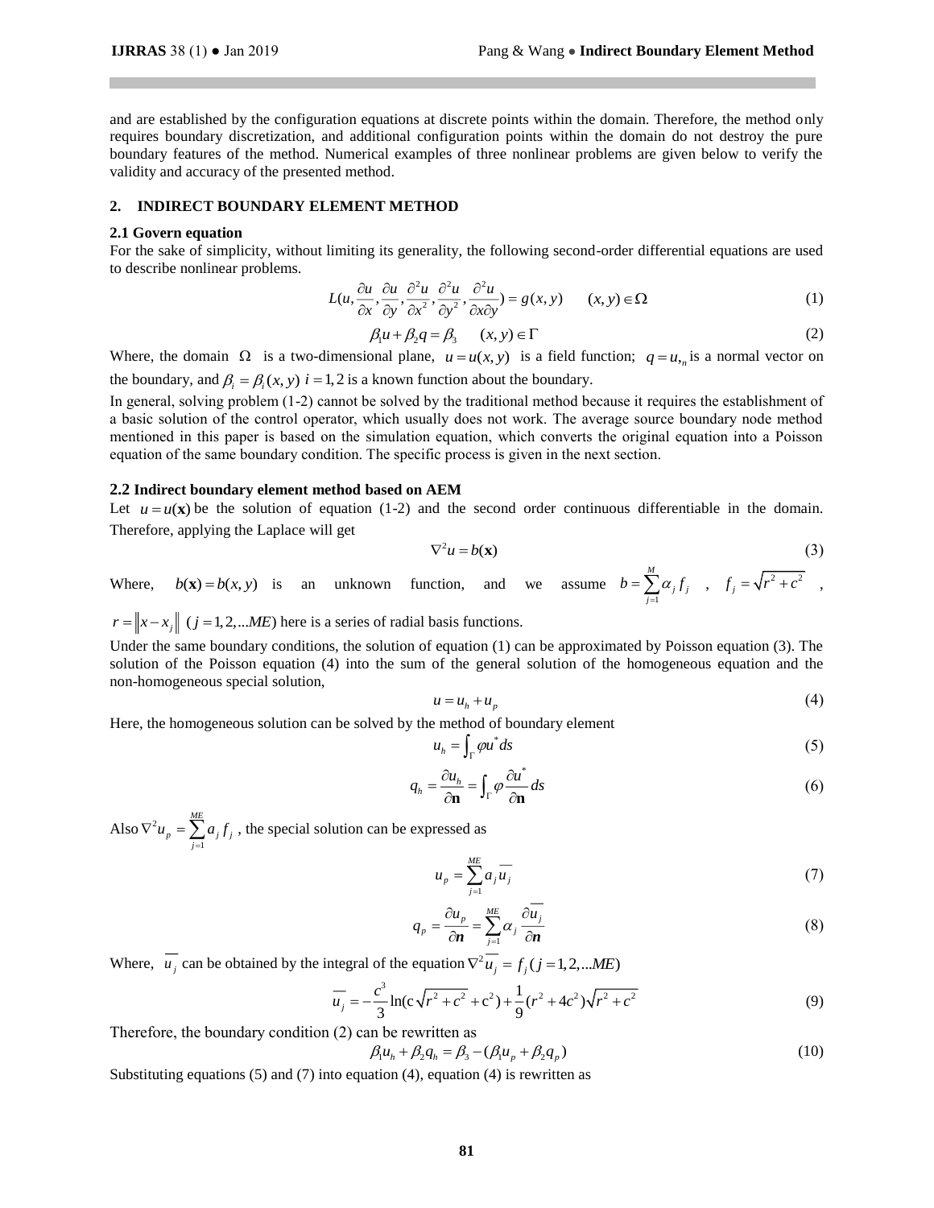and are established by the configuration equations at discrete points within the domain. Therefore, the method only requires boundary discretization, and additional configuration points within the domain do not destroy the pure boundary features of the method. Numerical examples of three nonlinear problems are given below to verify the validity and accuracy of the presented method.

## 2. INDIRECT BOUNDARY ELEMENT METHOD

### 2.1 Govern equation

For the sake of simplicity, without limiting its generality, the following second-order differential equations are used to describe nonlinear problems.

$$L(u, \frac{\partial u}{\partial x}, \frac{\partial u}{\partial y}, \frac{\partial^2 u}{\partial x^2}, \frac{\partial^2 u}{\partial y^2}, \frac{\partial^2 u}{\partial x \partial y}) = g(x, y) \qquad (x, y) \in \Omega \tag{1}$$

$$\beta_1 u + \beta_2 q = \beta_3 \qquad (x, y) \in \Gamma \tag{2}$$

Where, the domain $\Omega$ is a two-dimensional plane, $u = u(x, y)$ is a field function; $q = u,_n$ is a normal vector on the boundary, and $\beta_i = \beta_i(x, y)$ $i = 1, 2$ is a known function about the boundary.

In general, solving problem (1-2) cannot be solved by the traditional method because it requires the establishment of a basic solution of the control operator, which usually does not work. The average source boundary node method mentioned in this paper is based on the simulation equation, which converts the original equation into a Poisson equation of the same boundary condition. The specific process is given in the next section.

### 2.2 Indirect boundary element method based on AEM

Let $u = u(\mathbf{x})$ be the solution of equation (1-2) and the second order continuous differentiable in the domain. Therefore, applying the Laplace will get

$$\nabla^2 u = b(\mathbf{x}) \tag{3}$$

Where, $b(\mathbf{x}) = b(x, y)$ is an unknown function, and we assume $b = \sum_{j=1}^{M} \alpha_j f_j$ , $f_j = \sqrt{r^2 + c^2}$ , $r = \|x - x_j\|$ $(j = 1, 2, ...ME)$ here is a series of radial basis functions.

Under the same boundary conditions, the solution of equation (1) can be approximated by Poisson equation (3). The solution of the Poisson equation (4) into the sum of the general solution of the homogeneous equation and the non-homogeneous special solution,

$$u = u_h + u_p \tag{4}$$

Here, the homogeneous solution can be solved by the method of boundary element

$$u_h = \int_\Gamma \varphi u^* ds \tag{5}$$

$$q_h = \frac{\partial u_h}{\partial \mathbf{n}} = \int_\Gamma \varphi \frac{\partial u^*}{\partial \mathbf{n}} ds \tag{6}$$

Also $\nabla^2 u_p = \sum_{j=1}^{ME} a_j f_j$ , the special solution can be expressed as

$$u_p = \sum_{j=1}^{ME} a_j \overline{u_j} \tag{7}$$

$$q_p = \frac{\partial u_p}{\partial \boldsymbol{n}} = \sum_{j=1}^{ME} \alpha_j \frac{\partial \overline{u_j}}{\partial \boldsymbol{n}} \tag{8}$$

Where, $\overline{u_j}$ can be obtained by the integral of the equation $\nabla^2 \overline{u_j} = f_j \, (j = 1, 2, ...ME)$

$$\overline{u_j} = -\frac{c^3}{3} \ln(c\sqrt{r^2 + c^2} + c^2) + \frac{1}{9}(r^2 + 4c^2)\sqrt{r^2 + c^2} \tag{9}$$

Therefore, the boundary condition (2) can be rewritten as

$$\beta_1 u_h + \beta_2 q_h = \beta_3 - (\beta_1 u_p + \beta_2 q_p) \tag{10}$$

Substituting equations (5) and (7) into equation (4), equation (4) is rewritten as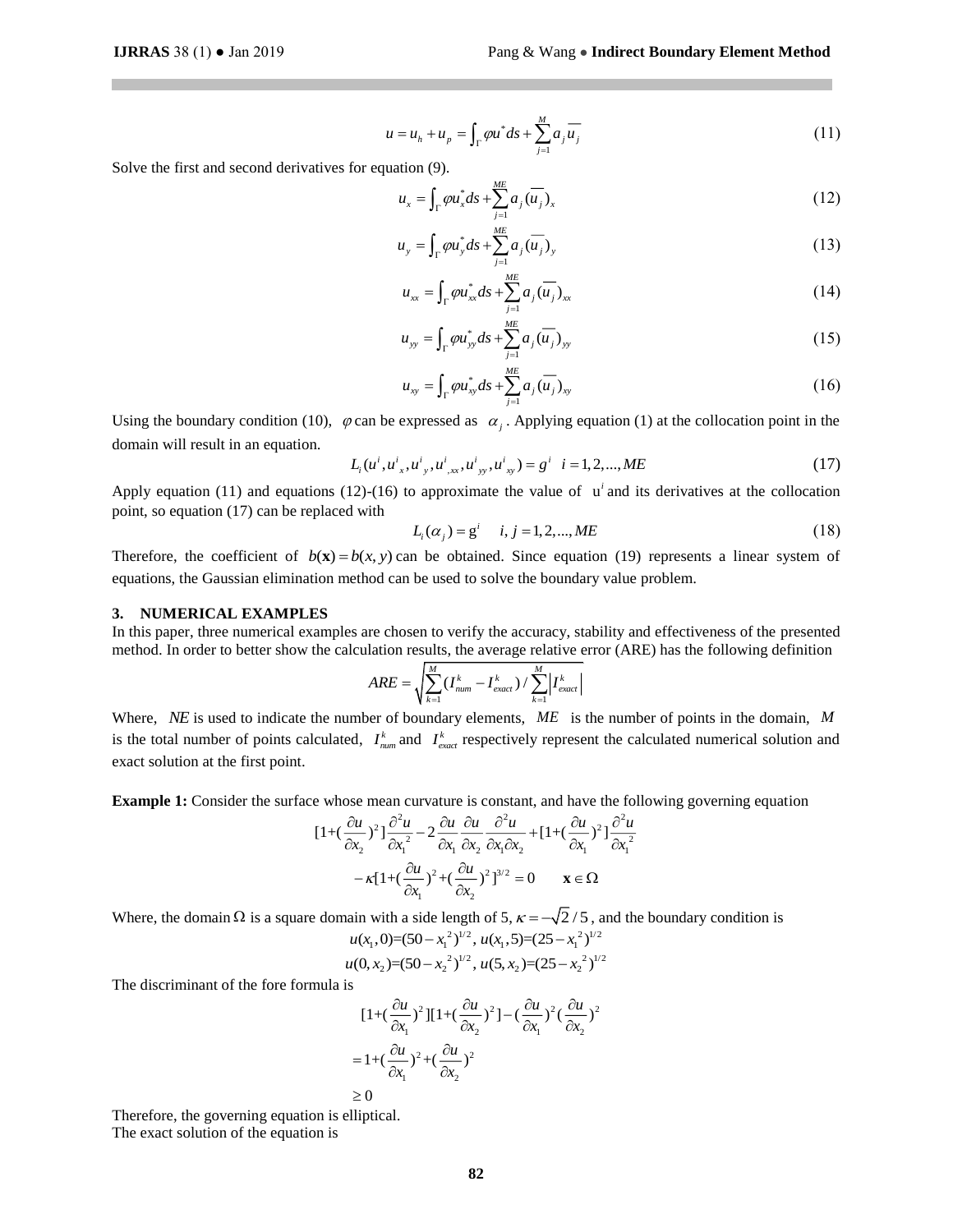$$u = u_h + u_p = \int_{\Gamma} \varphi u^* ds + \sum_{j=1}^{M} a_j \overline{u_j} \tag{11}$$

Solve the first and second derivatives for equation (9).

$$u_x = \int_{\Gamma} \varphi u_x^* ds + \sum_{j=1}^{ME} a_j (\overline{u_j})_x \tag{12}$$

$$u_y = \int_{\Gamma} \varphi u_y^* ds + \sum_{j=1}^{ME} a_j (\overline{u_j})_y \tag{13}$$

$$u_{xx} = \int_{\Gamma} \varphi u_{xx}^* ds + \sum_{j=1}^{ME} a_j (\overline{u_j})_{xx} \tag{14}$$

$$u_{yy} = \int_{\Gamma} \varphi u_{yy}^* ds + \sum_{j=1}^{ME} a_j (\overline{u_j})_{yy} \tag{15}$$

$$u_{xy} = \int_{\Gamma} \varphi u_{xy}^* ds + \sum_{j=1}^{ME} a_j (\overline{u_j})_{xy} \tag{16}$$

Using the boundary condition (10), $\varphi$ can be expressed as $\alpha_j$. Applying equation (1) at the collocation point in the domain will result in an equation.

$$L_i(u^i, u^i{}_x, u^i{}_y, u^i{}_{,xx}, u^i{}_{yy}, u^i{}_{xy}) = g^i \quad i = 1, 2, ..., ME \tag{17}$$

Apply equation (11) and equations (12)-(16) to approximate the value of $u^i$ and its derivatives at the collocation point, so equation (17) can be replaced with

$$L_i(\alpha_j) = g^i \quad i, j = 1, 2, ..., ME \tag{18}$$

Therefore, the coefficient of $b(\mathbf{x}) = b(x, y)$ can be obtained. Since equation (19) represents a linear system of equations, the Gaussian elimination method can be used to solve the boundary value problem.

## 3. NUMERICAL EXAMPLES

In this paper, three numerical examples are chosen to verify the accuracy, stability and effectiveness of the presented method. In order to better show the calculation results, the average relative error (ARE) has the following definition

$$ARE = \sqrt{\sum_{k=1}^{M} (I_{num}^k - I_{exact}^k) / \sum_{k=1}^{M} \left| I_{exact}^k \right|}$$

Where, $NE$ is used to indicate the number of boundary elements, $ME$ is the number of points in the domain, $M$ is the total number of points calculated, $I_{num}^k$ and $I_{exact}^k$ respectively represent the calculated numerical solution and exact solution at the first point.

**Example 1:** Consider the surface whose mean curvature is constant, and have the following governing equation

$$[1+(\frac{\partial u}{\partial x_2})^2]\frac{\partial^2 u}{\partial x_1^2} - 2\frac{\partial u}{\partial x_1}\frac{\partial u}{\partial x_2}\frac{\partial^2 u}{\partial x_1 \partial x_2} + [1+(\frac{\partial u}{\partial x_1})^2]\frac{\partial^2 u}{\partial x_1^2}$$

$$-\kappa[1+(\frac{\partial u}{\partial x_1})^2 + (\frac{\partial u}{\partial x_2})^2]^{3/2} = 0 \qquad \mathbf{x} \in \Omega$$

Where, the domain $\Omega$ is a square domain with a side length of 5, $\kappa = -\sqrt{2}/5$, and the boundary condition is

$$u(x_1, 0) = (50 - x_1^2)^{1/2},\ u(x_1, 5) = (25 - x_1^2)^{1/2}$$

$$u(0, x_2) = (50 - x_2^2)^{1/2},\ u(5, x_2) = (25 - x_2^2)^{1/2}$$

The discriminant of the fore formula is

$$\begin{aligned}
&[1+(\frac{\partial u}{\partial x_1})^2][1+(\frac{\partial u}{\partial x_2})^2] - (\frac{\partial u}{\partial x_1})^2(\frac{\partial u}{\partial x_2})^2 \\
&= 1 + (\frac{\partial u}{\partial x_1})^2 + (\frac{\partial u}{\partial x_2})^2 \\
&\geq 0
\end{aligned}$$

Therefore, the governing equation is elliptical.

The exact solution of the equation is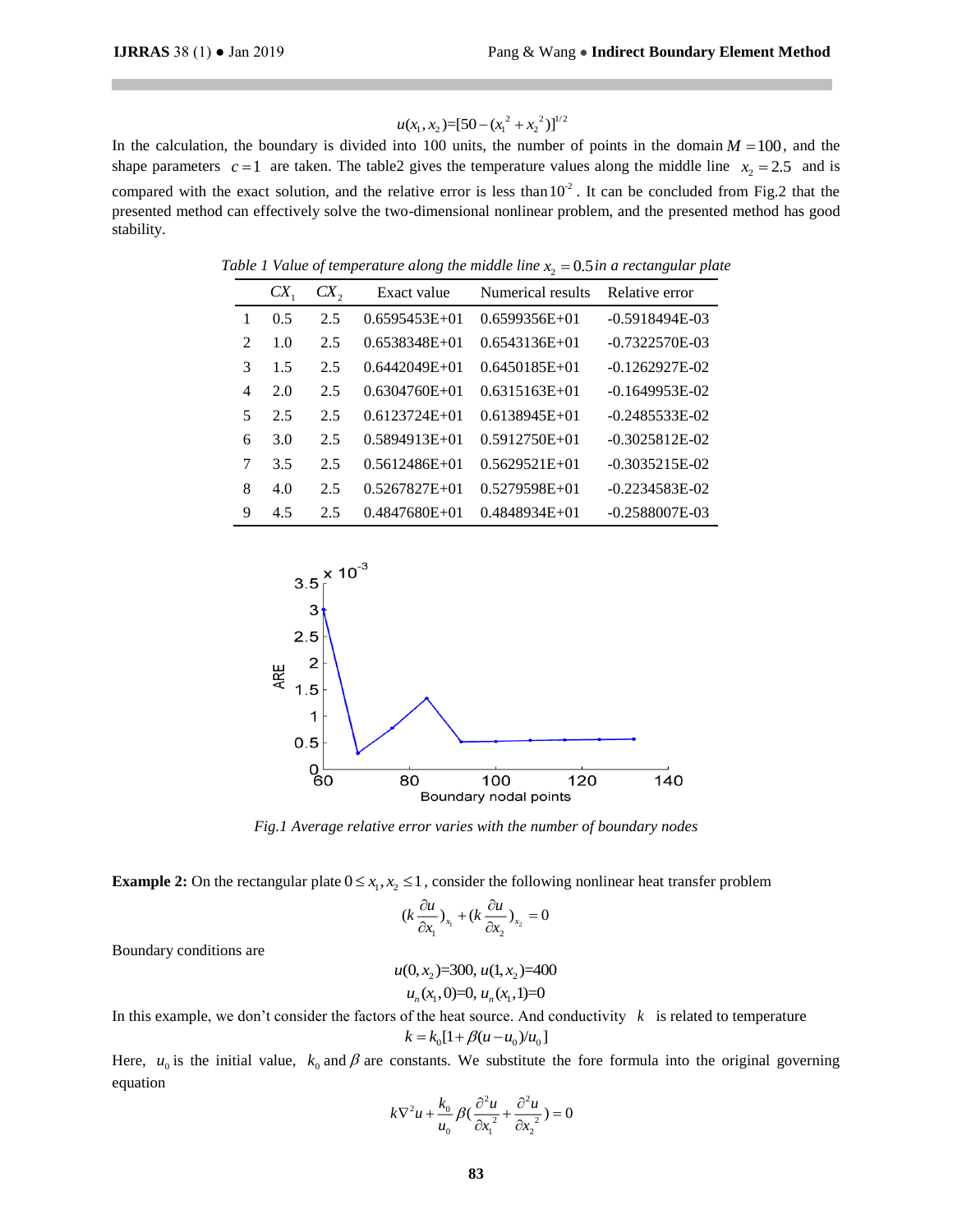$$u(x_1, x_2)=[50-(x_1^{\ 2}+x_2^{\ 2})]^{1/2}$$

In the calculation, the boundary is divided into 100 units, the number of points in the domain $M=100$, and the shape parameters $c=1$ are taken. The table2 gives the temperature values along the middle line $x_2=2.5$ and is compared with the exact solution, and the relative error is less than $10^{-2}$. It can be concluded from Fig.2 that the presented method can effectively solve the two-dimensional nonlinear problem, and the presented method has good stability.

*Table 1 Value of temperature along the middle line $x_2=0.5$ in a rectangular plate*

| | $CX_1$ | $CX_2$ | Exact value | Numerical results | Relative error |
|---|---|---|---|---|---|
| 1 | 0.5 | 2.5 | 0.6595453E+01 | 0.6599356E+01 | -0.5918494E-03 |
| 2 | 1.0 | 2.5 | 0.6538348E+01 | 0.6543136E+01 | -0.7322570E-03 |
| 3 | 1.5 | 2.5 | 0.6442049E+01 | 0.6450185E+01 | -0.1262927E-02 |
| 4 | 2.0 | 2.5 | 0.6304760E+01 | 0.6315163E+01 | -0.1649953E-02 |
| 5 | 2.5 | 2.5 | 0.6123724E+01 | 0.6138945E+01 | -0.2485533E-02 |
| 6 | 3.0 | 2.5 | 0.5894913E+01 | 0.5912750E+01 | -0.3025812E-02 |
| 7 | 3.5 | 2.5 | 0.5612486E+01 | 0.5629521E+01 | -0.3035215E-02 |
| 8 | 4.0 | 2.5 | 0.5267827E+01 | 0.5279598E+01 | -0.2234583E-02 |
| 9 | 4.5 | 2.5 | 0.4847680E+01 | 0.4848934E+01 | -0.2588007E-03 |

*Fig.1 Average relative error varies with the number of boundary nodes*

**Example 2:** On the rectangular plate $0 \le x_1, x_2 \le 1$, consider the following nonlinear heat transfer problem

$$(k\frac{\partial u}{\partial x_1})_{x_1}+(k\frac{\partial u}{\partial x_2})_{x_2}=0$$

Boundary conditions are

$$u(0,x_2)=300,\ u(1,x_2)=400$$
$$u_n(x_1,0)=0,\ u_n(x_1,1)=0$$

In this example, we don't consider the factors of the heat source. And conductivity $k$ is related to temperature

$$k=k_0[1+\beta(u-u_0)/u_0]$$

Here, $u_0$ is the initial value, $k_0$ and $\beta$ are constants. We substitute the fore formula into the original governing equation

$$k\nabla^2 u+\frac{k_0}{u_0}\beta(\frac{\partial^2 u}{\partial x_1^{\ 2}}+\frac{\partial^2 u}{\partial x_2^{\ 2}})=0$$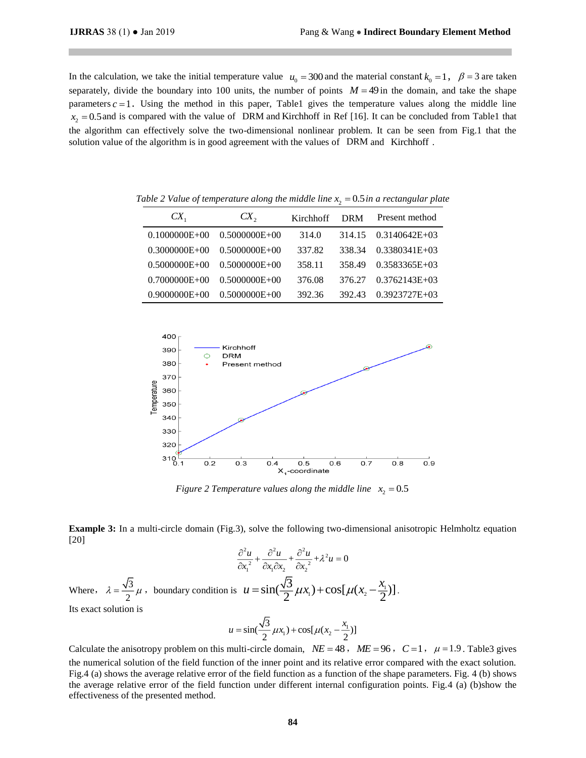In the calculation, we take the initial temperature value $u_0 = 300$ and the material constant $k_0 = 1$, $\beta = 3$ are taken separately, divide the boundary into 100 units, the number of points $M = 49$ in the domain, and take the shape parameters $c = 1$. Using the method in this paper, Table1 gives the temperature values along the middle line $x_2 = 0.5$ and is compared with the value of DRM and Kirchhoff in Ref [16]. It can be concluded from Table1 that the algorithm can effectively solve the two-dimensional nonlinear problem. It can be seen from Fig.1 that the solution value of the algorithm is in good agreement with the values of DRM and Kirchhoff .

*Table 2 Value of temperature along the middle line $x_2 = 0.5$ in a rectangular plate*

| $CX_1$ | $CX_2$ | Kirchhoff | DRM | Present method |
|---|---|---|---|---|
| 0.1000000E+00 | 0.5000000E+00 | 314.0 | 314.15 | 0.3140642E+03 |
| 0.3000000E+00 | 0.5000000E+00 | 337.82 | 338.34 | 0.3380341E+03 |
| 0.5000000E+00 | 0.5000000E+00 | 358.11 | 358.49 | 0.3583365E+03 |
| 0.7000000E+00 | 0.5000000E+00 | 376.08 | 376.27 | 0.3762143E+03 |
| 0.9000000E+00 | 0.5000000E+00 | 392.36 | 392.43 | 0.3923727E+03 |

*Figure 2 Temperature values along the middle line $x_2 = 0.5$*

**Example 3:** In a multi-circle domain (Fig.3), solve the following two-dimensional anisotropic Helmholtz equation [20]

$$\frac{\partial^2 u}{\partial x_1^{\ 2}} + \frac{\partial^2 u}{\partial x_1 \partial x_2} + \frac{\partial^2 u}{\partial x_2^{\ 2}} + \lambda^2 u = 0$$

Where, $\lambda = \frac{\sqrt{3}}{2}\mu$, boundary condition is $u = \sin(\frac{\sqrt{3}}{2}\mu x_1) + \cos[\mu(x_2 - \frac{x_1}{2})]$.

Its exact solution is

$$u = \sin(\frac{\sqrt{3}}{2}\mu x_1) + \cos[\mu(x_2 - \frac{x_1}{2})]$$

Calculate the anisotropy problem on this multi-circle domain, $NE = 48$, $ME = 96$, $C = 1$, $\mu = 1.9$. Table3 gives the numerical solution of the field function of the inner point and its relative error compared with the exact solution. Fig.4 (a) shows the average relative error of the field function as a function of the shape parameters. Fig. 4 (b) shows the average relative error of the field function under different internal configuration points. Fig.4 (a) (b)show the effectiveness of the presented method.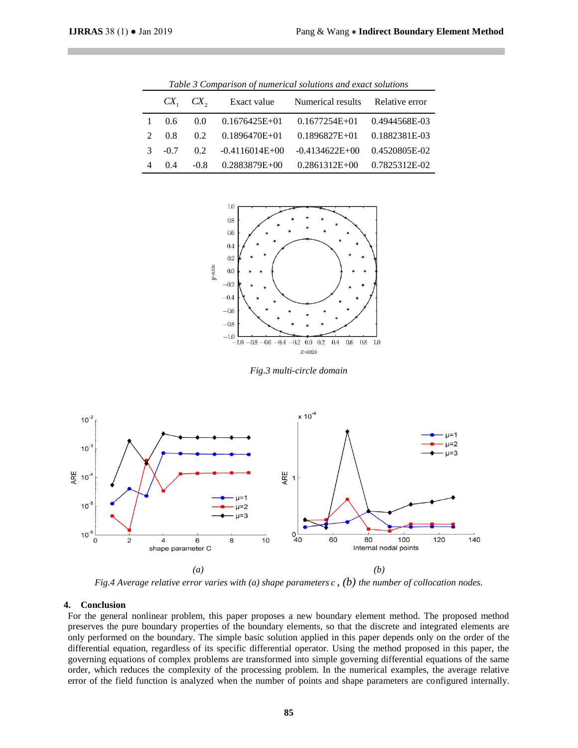*Table 3 Comparison of numerical solutions and exact solutions*

| | $CX_1$ | $CX_2$ | Exact value | Numerical results | Relative error |
|---|---|---|---|---|---|
| 1 | 0.6 | 0.0 | 0.1676425E+01 | 0.1677254E+01 | 0.4944568E-03 |
| 2 | 0.8 | 0.2 | 0.1896470E+01 | 0.1896827E+01 | 0.1882381E-03 |
| 3 | -0.7 | 0.2 | -0.4116014E+00 | -0.4134622E+00 | 0.4520805E-02 |
| 4 | 0.4 | -0.8 | 0.2883879E+00 | 0.2861312E+00 | 0.7825312E-02 |

*Fig.3 multi-circle domain*

*(a)* *(b)*

*Fig.4 Average relative error varies with (a) shape parameters c , (b) the number of collocation nodes.*

## 4. Conclusion

For the general nonlinear problem, this paper proposes a new boundary element method. The proposed method preserves the pure boundary properties of the boundary elements, so that the discrete and integrated elements are only performed on the boundary. The simple basic solution applied in this paper depends only on the order of the differential equation, regardless of its specific differential operator. Using the method proposed in this paper, the governing equations of complex problems are transformed into simple governing differential equations of the same order, which reduces the complexity of the processing problem. In the numerical examples, the average relative error of the field function is analyzed when the number of points and shape parameters are configured internally.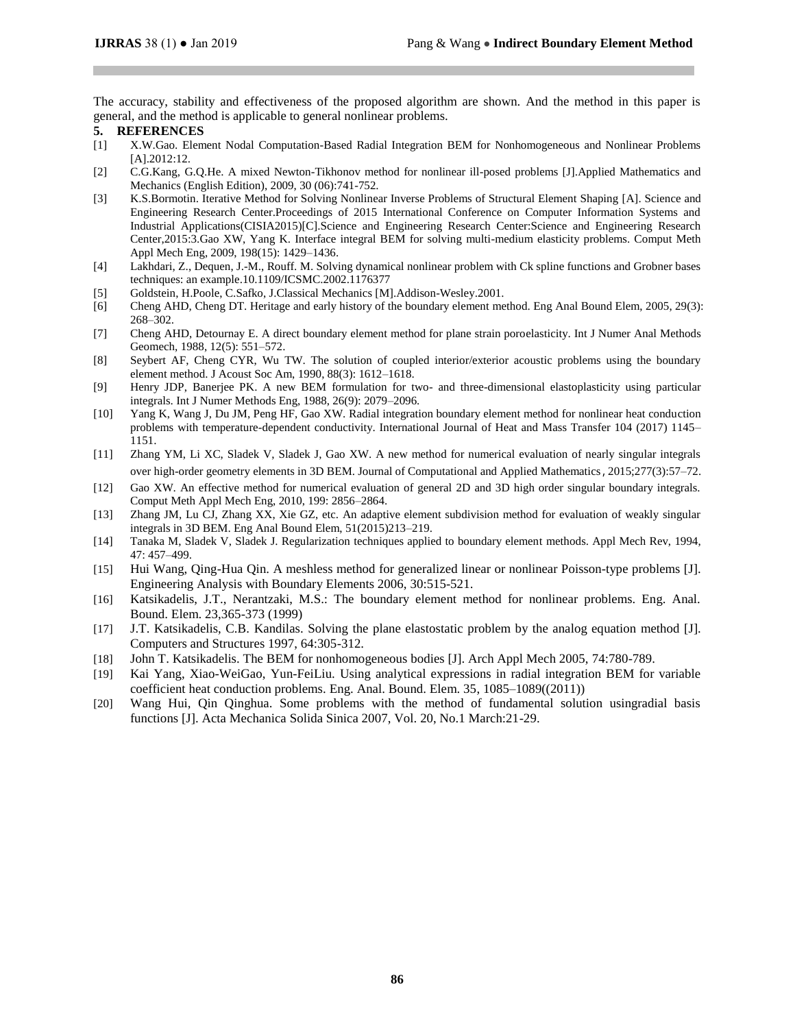The accuracy, stability and effectiveness of the proposed algorithm are shown. And the method in this paper is general, and the method is applicable to general nonlinear problems.

## 5. REFERENCES

[1] X.W.Gao. Element Nodal Computation-Based Radial Integration BEM for Nonhomogeneous and Nonlinear Problems [A].2012:12.

[2] C.G.Kang, G.Q.He. A mixed Newton-Tikhonov method for nonlinear ill-posed problems [J].Applied Mathematics and Mechanics (English Edition), 2009, 30 (06):741-752.

[3] K.S.Bormotin. Iterative Method for Solving Nonlinear Inverse Problems of Structural Element Shaping [A]. Science and Engineering Research Center.Proceedings of 2015 International Conference on Computer Information Systems and Industrial Applications(CISIA2015)[C].Science and Engineering Research Center:Science and Engineering Research Center,2015:3.Gao XW, Yang K. Interface integral BEM for solving multi-medium elasticity problems. Comput Meth Appl Mech Eng, 2009, 198(15): 1429–1436.

[4] Lakhdari, Z., Dequen, J.-M., Rouff. M. Solving dynamical nonlinear problem with Ck spline functions and Grobner bases techniques: an example.10.1109/ICSMC.2002.1176377

[5] Goldstein, H.Poole, C.Safko, J.Classical Mechanics [M].Addison-Wesley.2001.

[6] Cheng AHD, Cheng DT. Heritage and early history of the boundary element method. Eng Anal Bound Elem, 2005, 29(3): 268–302.

[7] Cheng AHD, Detournay E. A direct boundary element method for plane strain poroelasticity. Int J Numer Anal Methods Geomech, 1988, 12(5): 551–572.

[8] Seybert AF, Cheng CYR, Wu TW. The solution of coupled interior/exterior acoustic problems using the boundary element method. J Acoust Soc Am, 1990, 88(3): 1612–1618.

[9] Henry JDP, Banerjee PK. A new BEM formulation for two- and three-dimensional elastoplasticity using particular integrals. Int J Numer Methods Eng, 1988, 26(9): 2079–2096.

[10] Yang K, Wang J, Du JM, Peng HF, Gao XW. Radial integration boundary element method for nonlinear heat conduction problems with temperature-dependent conductivity. International Journal of Heat and Mass Transfer 104 (2017) 1145–1151.

[11] Zhang YM, Li XC, Sladek V, Sladek J, Gao XW. A new method for numerical evaluation of nearly singular integrals over high-order geometry elements in 3D BEM. Journal of Computational and Applied Mathematics，2015;277(3):57–72.

[12] Gao XW. An effective method for numerical evaluation of general 2D and 3D high order singular boundary integrals. Comput Meth Appl Mech Eng, 2010, 199: 2856–2864.

[13] Zhang JM, Lu CJ, Zhang XX, Xie GZ, etc. An adaptive element subdivision method for evaluation of weakly singular integrals in 3D BEM. Eng Anal Bound Elem, 51(2015)213–219.

[14] Tanaka M, Sladek V, Sladek J. Regularization techniques applied to boundary element methods. Appl Mech Rev, 1994, 47: 457–499.

[15] Hui Wang, Qing-Hua Qin. A meshless method for generalized linear or nonlinear Poisson-type problems [J]. Engineering Analysis with Boundary Elements 2006, 30:515-521.

[16] Katsikadelis, J.T., Nerantzaki, M.S.: The boundary element method for nonlinear problems. Eng. Anal. Bound. Elem. 23,365-373 (1999)

[17] J.T. Katsikadelis, C.B. Kandilas. Solving the plane elastostatic problem by the analog equation method [J]. Computers and Structures 1997, 64:305-312.

[18] John T. Katsikadelis. The BEM for nonhomogeneous bodies [J]. Arch Appl Mech 2005, 74:780-789.

[19] Kai Yang, Xiao-WeiGao, Yun-FeiLiu. Using analytical expressions in radial integration BEM for variable coefficient heat conduction problems. Eng. Anal. Bound. Elem. 35, 1085–1089((2011))

[20] Wang Hui, Qin Qinghua. Some problems with the method of fundamental solution usingradial basis functions [J]. Acta Mechanica Solida Sinica 2007, Vol. 20, No.1 March:21-29.